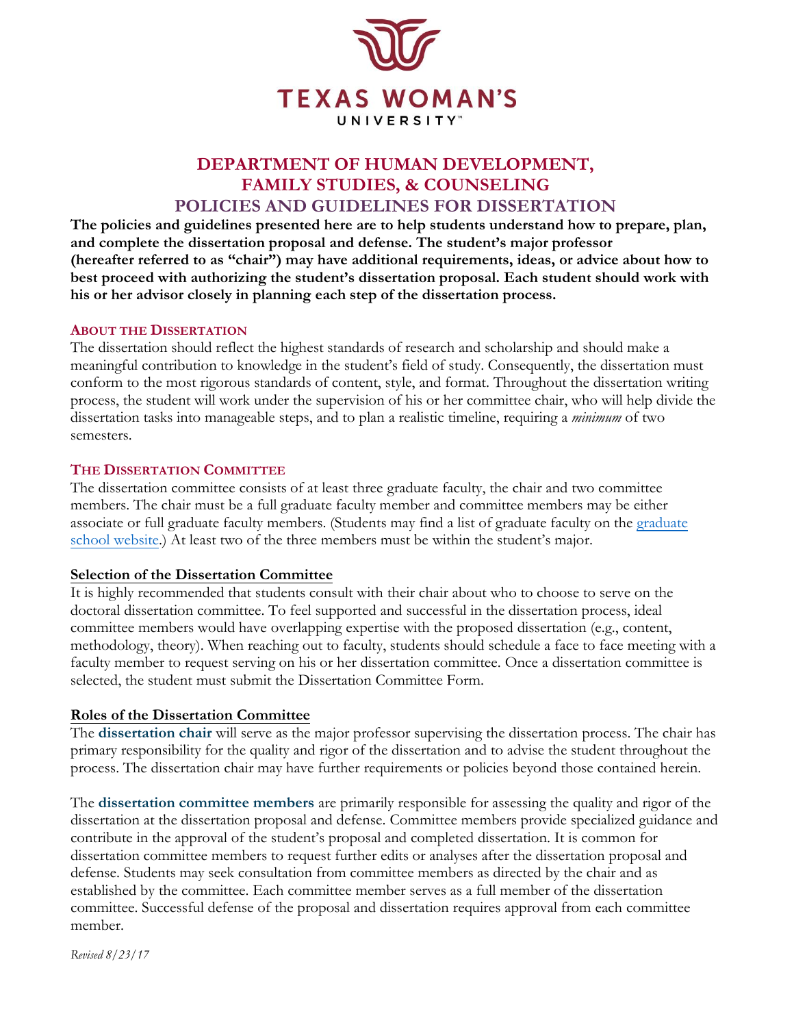TEXAS WOMAN'S UNIVERSITY

# DEPARTMENT OF HUMAN DEVELOPMENT, FAMILY STUDIES, & COUNSELING

# POLICIES AND GUIDELINES FOR DISSERTATION

**The policies and guidelines presented here are to help students understand how to prepare, plan, and complete the dissertation proposal and defense. The student's major professor (hereafter referred to as "chair") may have additional requirements, ideas, or advice about how to best proceed with authorizing the student's dissertation proposal. Each student should work with his or her advisor closely in planning each step of the dissertation process.**

## ABOUT THE DISSERTATION

The dissertation should reflect the highest standards of research and scholarship and should make a meaningful contribution to knowledge in the student's field of study. Consequently, the dissertation must conform to the most rigorous standards of content, style, and format. Throughout the dissertation writing process, the student will work under the supervision of his or her committee chair, who will help divide the dissertation tasks into manageable steps, and to plan a realistic timeline, requiring a *minimum* of two semesters.

## THE DISSERTATION COMMITTEE

The dissertation committee consists of at least three graduate faculty, the chair and two committee members. The chair must be a full graduate faculty member and committee members may be either associate or full graduate faculty members. (Students may find a list of graduate faculty on the graduate school website.) At least two of the three members must be within the student's major.

### Selection of the Dissertation Committee

It is highly recommended that students consult with their chair about who to choose to serve on the doctoral dissertation committee. To feel supported and successful in the dissertation process, ideal committee members would have overlapping expertise with the proposed dissertation (e.g., content, methodology, theory). When reaching out to faculty, students should schedule a face to face meeting with a faculty member to request serving on his or her dissertation committee. Once a dissertation committee is selected, the student must submit the Dissertation Committee Form.

### Roles of the Dissertation Committee

The **dissertation chair** will serve as the major professor supervising the dissertation process. The chair has primary responsibility for the quality and rigor of the dissertation and to advise the student throughout the process. The dissertation chair may have further requirements or policies beyond those contained herein.

The **dissertation committee members** are primarily responsible for assessing the quality and rigor of the dissertation at the dissertation proposal and defense. Committee members provide specialized guidance and contribute in the approval of the student's proposal and completed dissertation. It is common for dissertation committee members to request further edits or analyses after the dissertation proposal and defense. Students may seek consultation from committee members as directed by the chair and as established by the committee. Each committee member serves as a full member of the dissertation committee. Successful defense of the proposal and dissertation requires approval from each committee member.

*Revised 8/23/17*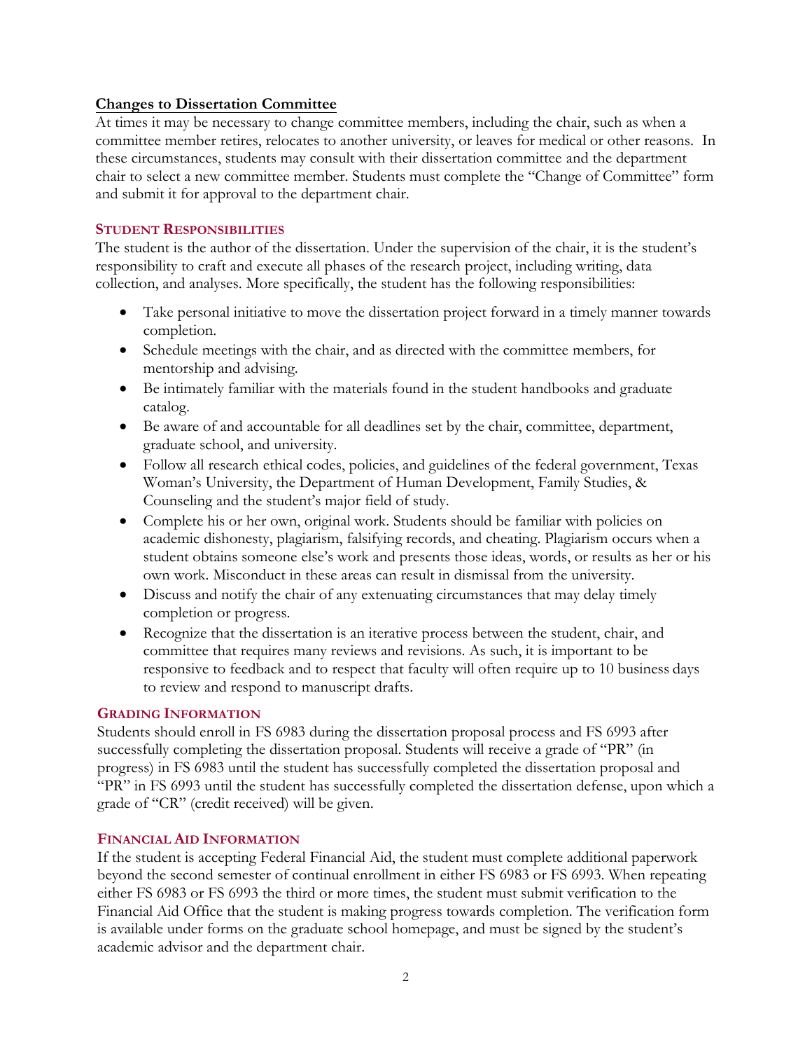## Changes to Dissertation Committee

At times it may be necessary to change committee members, including the chair, such as when a committee member retires, relocates to another university, or leaves for medical or other reasons. In these circumstances, students may consult with their dissertation committee and the department chair to select a new committee member. Students must complete the "Change of Committee" form and submit it for approval to the department chair.

### Student Responsibilities

The student is the author of the dissertation. Under the supervision of the chair, it is the student's responsibility to craft and execute all phases of the research project, including writing, data collection, and analyses. More specifically, the student has the following responsibilities:

- Take personal initiative to move the dissertation project forward in a timely manner towards completion.
- Schedule meetings with the chair, and as directed with the committee members, for mentorship and advising.
- Be intimately familiar with the materials found in the student handbooks and graduate catalog.
- Be aware of and accountable for all deadlines set by the chair, committee, department, graduate school, and university.
- Follow all research ethical codes, policies, and guidelines of the federal government, Texas Woman's University, the Department of Human Development, Family Studies, & Counseling and the student's major field of study.
- Complete his or her own, original work. Students should be familiar with policies on academic dishonesty, plagiarism, falsifying records, and cheating. Plagiarism occurs when a student obtains someone else's work and presents those ideas, words, or results as her or his own work. Misconduct in these areas can result in dismissal from the university.
- Discuss and notify the chair of any extenuating circumstances that may delay timely completion or progress.
- Recognize that the dissertation is an iterative process between the student, chair, and committee that requires many reviews and revisions. As such, it is important to be responsive to feedback and to respect that faculty will often require up to 10 business days to review and respond to manuscript drafts.

### Grading Information

Students should enroll in FS 6983 during the dissertation proposal process and FS 6993 after successfully completing the dissertation proposal. Students will receive a grade of "PR" (in progress) in FS 6983 until the student has successfully completed the dissertation proposal and "PR" in FS 6993 until the student has successfully completed the dissertation defense, upon which a grade of "CR" (credit received) will be given.

### Financial Aid Information

If the student is accepting Federal Financial Aid, the student must complete additional paperwork beyond the second semester of continual enrollment in either FS 6983 or FS 6993. When repeating either FS 6983 or FS 6993 the third or more times, the student must submit verification to the Financial Aid Office that the student is making progress towards completion. The verification form is available under forms on the graduate school homepage, and must be signed by the student's academic advisor and the department chair.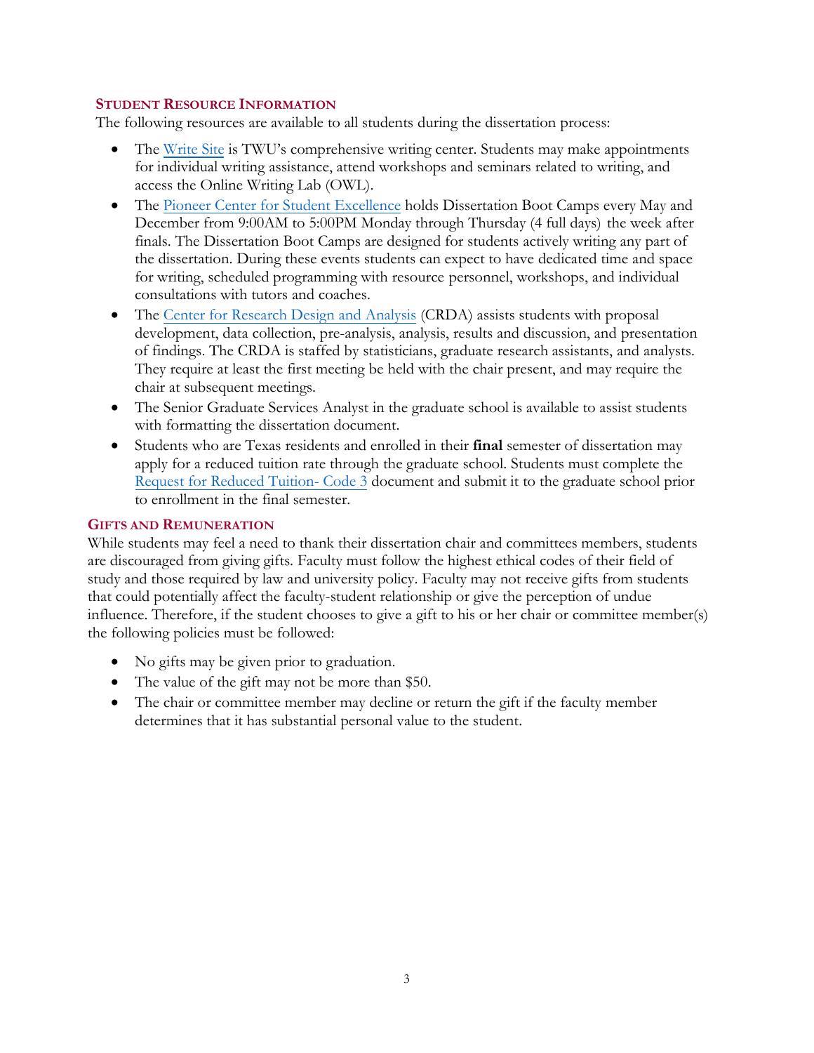## Student Resource Information

The following resources are available to all students during the dissertation process:

- The Write Site is TWU's comprehensive writing center. Students may make appointments for individual writing assistance, attend workshops and seminars related to writing, and access the Online Writing Lab (OWL).
- The Pioneer Center for Student Excellence holds Dissertation Boot Camps every May and December from 9:00AM to 5:00PM Monday through Thursday (4 full days) the week after finals. The Dissertation Boot Camps are designed for students actively writing any part of the dissertation. During these events students can expect to have dedicated time and space for writing, scheduled programming with resource personnel, workshops, and individual consultations with tutors and coaches.
- The Center for Research Design and Analysis (CRDA) assists students with proposal development, data collection, pre-analysis, analysis, results and discussion, and presentation of findings. The CRDA is staffed by statisticians, graduate research assistants, and analysts. They require at least the first meeting be held with the chair present, and may require the chair at subsequent meetings.
- The Senior Graduate Services Analyst in the graduate school is available to assist students with formatting the dissertation document.
- Students who are Texas residents and enrolled in their **final** semester of dissertation may apply for a reduced tuition rate through the graduate school. Students must complete the Request for Reduced Tuition- Code 3 document and submit it to the graduate school prior to enrollment in the final semester.

## Gifts and Remuneration

While students may feel a need to thank their dissertation chair and committees members, students are discouraged from giving gifts. Faculty must follow the highest ethical codes of their field of study and those required by law and university policy. Faculty may not receive gifts from students that could potentially affect the faculty-student relationship or give the perception of undue influence. Therefore, if the student chooses to give a gift to his or her chair or committee member(s) the following policies must be followed:

- No gifts may be given prior to graduation.
- The value of the gift may not be more than $50.
- The chair or committee member may decline or return the gift if the faculty member determines that it has substantial personal value to the student.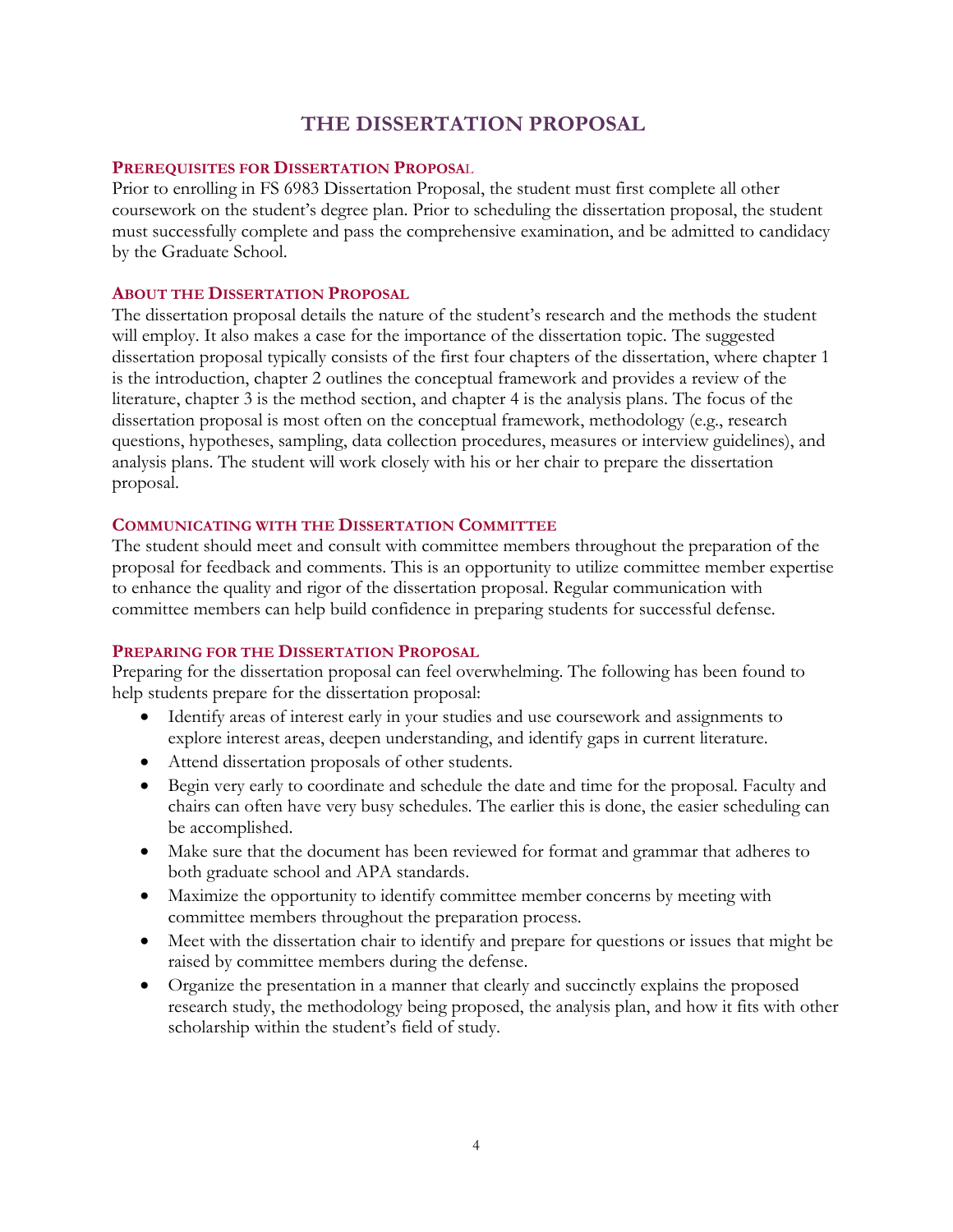# THE DISSERTATION PROPOSAL

## PREREQUISITES FOR DISSERTATION PROPOSAL

Prior to enrolling in FS 6983 Dissertation Proposal, the student must first complete all other coursework on the student's degree plan. Prior to scheduling the dissertation proposal, the student must successfully complete and pass the comprehensive examination, and be admitted to candidacy by the Graduate School.

## ABOUT THE DISSERTATION PROPOSAL

The dissertation proposal details the nature of the student's research and the methods the student will employ. It also makes a case for the importance of the dissertation topic. The suggested dissertation proposal typically consists of the first four chapters of the dissertation, where chapter 1 is the introduction, chapter 2 outlines the conceptual framework and provides a review of the literature, chapter 3 is the method section, and chapter 4 is the analysis plans. The focus of the dissertation proposal is most often on the conceptual framework, methodology (e.g., research questions, hypotheses, sampling, data collection procedures, measures or interview guidelines), and analysis plans. The student will work closely with his or her chair to prepare the dissertation proposal.

## COMMUNICATING WITH THE DISSERTATION COMMITTEE

The student should meet and consult with committee members throughout the preparation of the proposal for feedback and comments. This is an opportunity to utilize committee member expertise to enhance the quality and rigor of the dissertation proposal. Regular communication with committee members can help build confidence in preparing students for successful defense.

## PREPARING FOR THE DISSERTATION PROPOSAL

Preparing for the dissertation proposal can feel overwhelming. The following has been found to help students prepare for the dissertation proposal:

- Identify areas of interest early in your studies and use coursework and assignments to explore interest areas, deepen understanding, and identify gaps in current literature.
- Attend dissertation proposals of other students.
- Begin very early to coordinate and schedule the date and time for the proposal. Faculty and chairs can often have very busy schedules. The earlier this is done, the easier scheduling can be accomplished.
- Make sure that the document has been reviewed for format and grammar that adheres to both graduate school and APA standards.
- Maximize the opportunity to identify committee member concerns by meeting with committee members throughout the preparation process.
- Meet with the dissertation chair to identify and prepare for questions or issues that might be raised by committee members during the defense.
- Organize the presentation in a manner that clearly and succinctly explains the proposed research study, the methodology being proposed, the analysis plan, and how it fits with other scholarship within the student's field of study.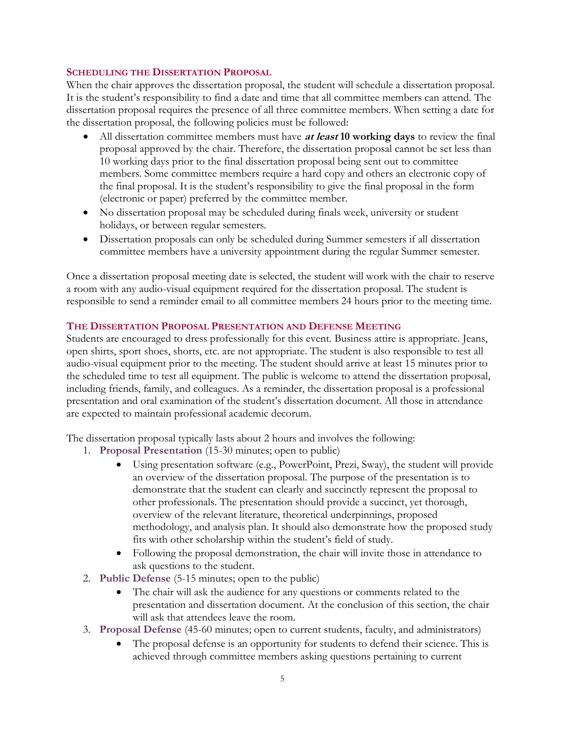### Scheduling the Dissertation Proposal

When the chair approves the dissertation proposal, the student will schedule a dissertation proposal. It is the student's responsibility to find a date and time that all committee members can attend. The dissertation proposal requires the presence of all three committee members. When setting a date for the dissertation proposal, the following policies must be followed:

- All dissertation committee members must have ***at least* 10 working days** to review the final proposal approved by the chair. Therefore, the dissertation proposal cannot be set less than 10 working days prior to the final dissertation proposal being sent out to committee members. Some committee members require a hard copy and others an electronic copy of the final proposal. It is the student's responsibility to give the final proposal in the form (electronic or paper) preferred by the committee member.
- No dissertation proposal may be scheduled during finals week, university or student holidays, or between regular semesters.
- Dissertation proposals can only be scheduled during Summer semesters if all dissertation committee members have a university appointment during the regular Summer semester.

Once a dissertation proposal meeting date is selected, the student will work with the chair to reserve a room with any audio-visual equipment required for the dissertation proposal. The student is responsible to send a reminder email to all committee members 24 hours prior to the meeting time.

### The Dissertation Proposal Presentation and Defense Meeting

Students are encouraged to dress professionally for this event. Business attire is appropriate. Jeans, open shirts, sport shoes, shorts, etc. are not appropriate. The student is also responsible to test all audio-visual equipment prior to the meeting. The student should arrive at least 15 minutes prior to the scheduled time to test all equipment. The public is welcome to attend the dissertation proposal, including friends, family, and colleagues. As a reminder, the dissertation proposal is a professional presentation and oral examination of the student's dissertation document. All those in attendance are expected to maintain professional academic decorum.

The dissertation proposal typically lasts about 2 hours and involves the following:

1. **Proposal Presentation** (15-30 minutes; open to public)
   - Using presentation software (e.g., PowerPoint, Prezi, Sway), the student will provide an overview of the dissertation proposal. The purpose of the presentation is to demonstrate that the student can clearly and succinctly represent the proposal to other professionals. The presentation should provide a succinct, yet thorough, overview of the relevant literature, theoretical underpinnings, proposed methodology, and analysis plan. It should also demonstrate how the proposed study fits with other scholarship within the student's field of study.
   - Following the proposal demonstration, the chair will invite those in attendance to ask questions to the student.
2. **Public Defense** (5-15 minutes; open to the public)
   - The chair will ask the audience for any questions or comments related to the presentation and dissertation document. At the conclusion of this section, the chair will ask that attendees leave the room.
3. **Proposal Defense** (45-60 minutes; open to current students, faculty, and administrators)
   - The proposal defense is an opportunity for students to defend their science. This is achieved through committee members asking questions pertaining to current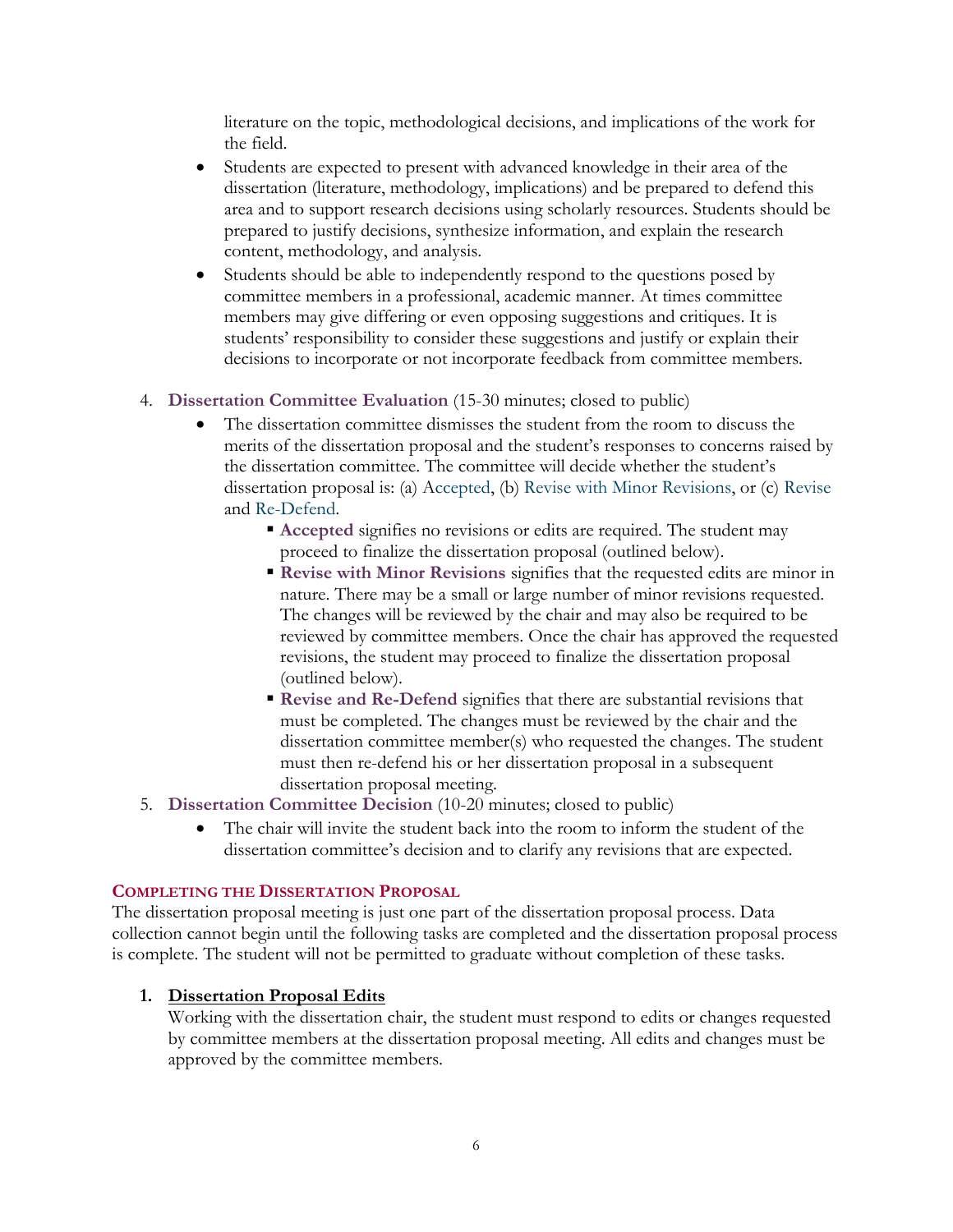literature on the topic, methodological decisions, and implications of the work for the field.

- Students are expected to present with advanced knowledge in their area of the dissertation (literature, methodology, implications) and be prepared to defend this area and to support research decisions using scholarly resources. Students should be prepared to justify decisions, synthesize information, and explain the research content, methodology, and analysis.
- Students should be able to independently respond to the questions posed by committee members in a professional, academic manner. At times committee members may give differing or even opposing suggestions and critiques. It is students' responsibility to consider these suggestions and justify or explain their decisions to incorporate or not incorporate feedback from committee members.

4. **Dissertation Committee Evaluation** (15-30 minutes; closed to public)
    - The dissertation committee dismisses the student from the room to discuss the merits of the dissertation proposal and the student's responses to concerns raised by the dissertation committee. The committee will decide whether the student's dissertation proposal is: (a) Accepted, (b) Revise with Minor Revisions, or (c) Revise and Re-Defend.
        - **Accepted** signifies no revisions or edits are required. The student may proceed to finalize the dissertation proposal (outlined below).
        - **Revise with Minor Revisions** signifies that the requested edits are minor in nature. There may be a small or large number of minor revisions requested. The changes will be reviewed by the chair and may also be required to be reviewed by committee members. Once the chair has approved the requested revisions, the student may proceed to finalize the dissertation proposal (outlined below).
        - **Revise and Re-Defend** signifies that there are substantial revisions that must be completed. The changes must be reviewed by the chair and the dissertation committee member(s) who requested the changes. The student must then re-defend his or her dissertation proposal in a subsequent dissertation proposal meeting.
5. **Dissertation Committee Decision** (10-20 minutes; closed to public)
    - The chair will invite the student back into the room to inform the student of the dissertation committee's decision and to clarify any revisions that are expected.

### Completing the Dissertation Proposal

The dissertation proposal meeting is just one part of the dissertation proposal process. Data collection cannot begin until the following tasks are completed and the dissertation proposal process is complete. The student will not be permitted to graduate without completion of these tasks.

1. **Dissertation Proposal Edits**

   Working with the dissertation chair, the student must respond to edits or changes requested by committee members at the dissertation proposal meeting. All edits and changes must be approved by the committee members.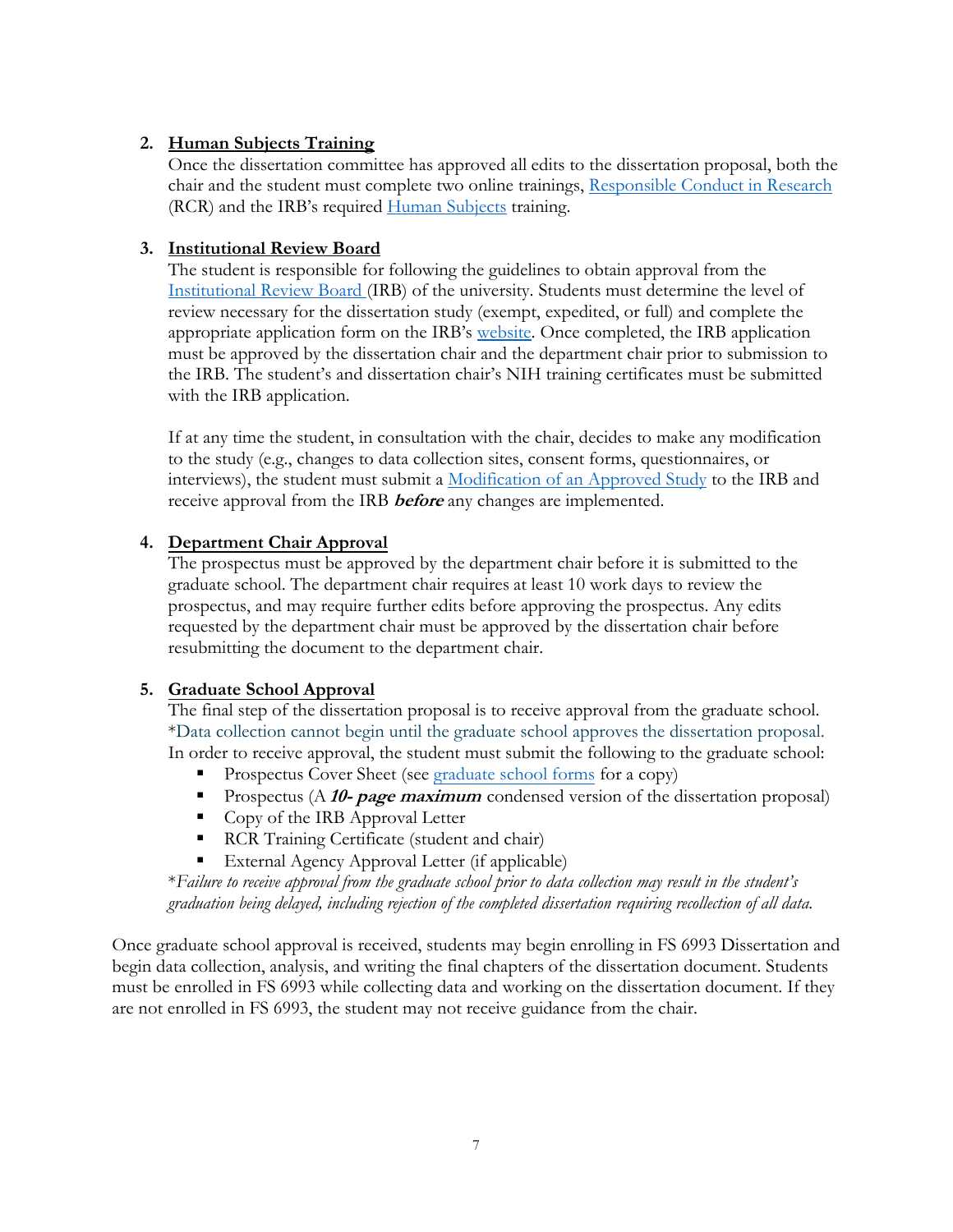2. **Human Subjects Training**
   Once the dissertation committee has approved all edits to the dissertation proposal, both the chair and the student must complete two online trainings, Responsible Conduct in Research (RCR) and the IRB's required Human Subjects training.

3. **Institutional Review Board**
   The student is responsible for following the guidelines to obtain approval from the Institutional Review Board (IRB) of the university. Students must determine the level of review necessary for the dissertation study (exempt, expedited, or full) and complete the appropriate application form on the IRB's website. Once completed, the IRB application must be approved by the dissertation chair and the department chair prior to submission to the IRB. The student's and dissertation chair's NIH training certificates must be submitted with the IRB application.

   If at any time the student, in consultation with the chair, decides to make any modification to the study (e.g., changes to data collection sites, consent forms, questionnaires, or interviews), the student must submit a Modification of an Approved Study to the IRB and receive approval from the IRB ***before*** any changes are implemented.

4. **Department Chair Approval**
   The prospectus must be approved by the department chair before it is submitted to the graduate school. The department chair requires at least 10 work days to review the prospectus, and may require further edits before approving the prospectus. Any edits requested by the department chair must be approved by the dissertation chair before resubmitting the document to the department chair.

5. **Graduate School Approval**
   The final step of the dissertation proposal is to receive approval from the graduate school. *Data collection cannot begin until the graduate school approves the dissertation proposal. In order to receive approval, the student must submit the following to the graduate school:
   - Prospectus Cover Sheet (see graduate school forms for a copy)
   - Prospectus (A ***10- page maximum*** condensed version of the dissertation proposal)
   - Copy of the IRB Approval Letter
   - RCR Training Certificate (student and chair)
   - External Agency Approval Letter (if applicable)

   *\*Failure to receive approval from the graduate school prior to data collection may result in the student's graduation being delayed, including rejection of the completed dissertation requiring recollection of all data.*

Once graduate school approval is received, students may begin enrolling in FS 6993 Dissertation and begin data collection, analysis, and writing the final chapters of the dissertation document. Students must be enrolled in FS 6993 while collecting data and working on the dissertation document. If they are not enrolled in FS 6993, the student may not receive guidance from the chair.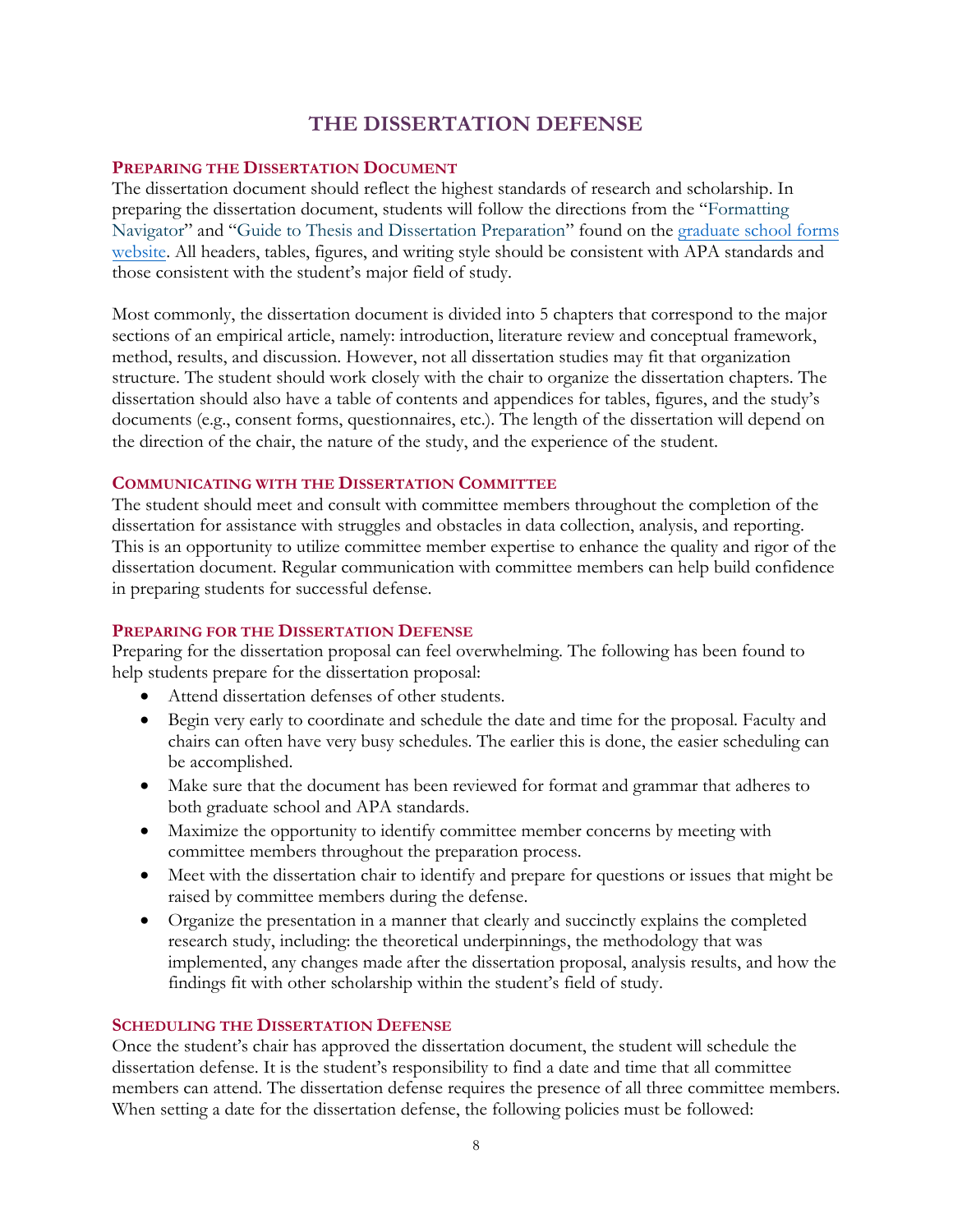# THE DISSERTATION DEFENSE

## PREPARING THE DISSERTATION DOCUMENT

The dissertation document should reflect the highest standards of research and scholarship. In preparing the dissertation document, students will follow the directions from the "Formatting Navigator" and "Guide to Thesis and Dissertation Preparation" found on the graduate school forms website. All headers, tables, figures, and writing style should be consistent with APA standards and those consistent with the student's major field of study.

Most commonly, the dissertation document is divided into 5 chapters that correspond to the major sections of an empirical article, namely: introduction, literature review and conceptual framework, method, results, and discussion. However, not all dissertation studies may fit that organization structure. The student should work closely with the chair to organize the dissertation chapters. The dissertation should also have a table of contents and appendices for tables, figures, and the study's documents (e.g., consent forms, questionnaires, etc.). The length of the dissertation will depend on the direction of the chair, the nature of the study, and the experience of the student.

## COMMUNICATING WITH THE DISSERTATION COMMITTEE

The student should meet and consult with committee members throughout the completion of the dissertation for assistance with struggles and obstacles in data collection, analysis, and reporting. This is an opportunity to utilize committee member expertise to enhance the quality and rigor of the dissertation document. Regular communication with committee members can help build confidence in preparing students for successful defense.

## PREPARING FOR THE DISSERTATION DEFENSE

Preparing for the dissertation proposal can feel overwhelming. The following has been found to help students prepare for the dissertation proposal:

- Attend dissertation defenses of other students.
- Begin very early to coordinate and schedule the date and time for the proposal. Faculty and chairs can often have very busy schedules. The earlier this is done, the easier scheduling can be accomplished.
- Make sure that the document has been reviewed for format and grammar that adheres to both graduate school and APA standards.
- Maximize the opportunity to identify committee member concerns by meeting with committee members throughout the preparation process.
- Meet with the dissertation chair to identify and prepare for questions or issues that might be raised by committee members during the defense.
- Organize the presentation in a manner that clearly and succinctly explains the completed research study, including: the theoretical underpinnings, the methodology that was implemented, any changes made after the dissertation proposal, analysis results, and how the findings fit with other scholarship within the student's field of study.

## SCHEDULING THE DISSERTATION DEFENSE

Once the student's chair has approved the dissertation document, the student will schedule the dissertation defense. It is the student's responsibility to find a date and time that all committee members can attend. The dissertation defense requires the presence of all three committee members. When setting a date for the dissertation defense, the following policies must be followed: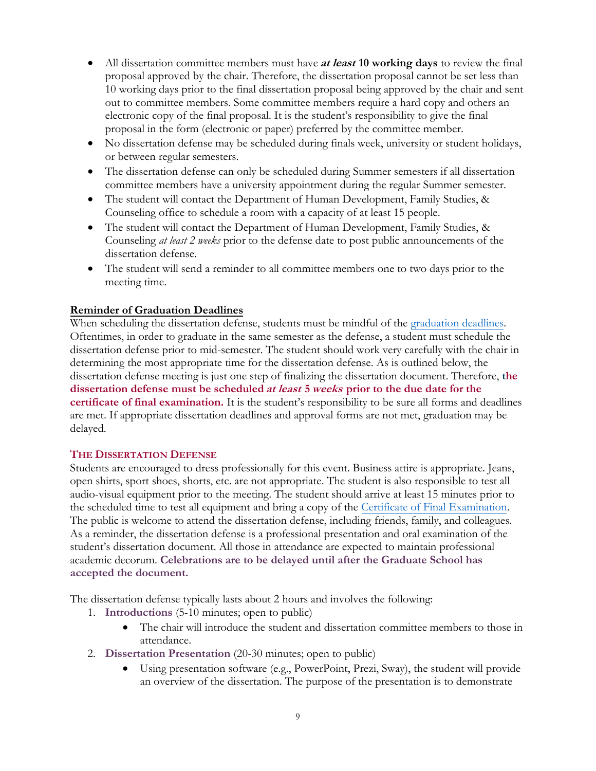- All dissertation committee members must have ***at least* 10 working days** to review the final proposal approved by the chair. Therefore, the dissertation proposal cannot be set less than 10 working days prior to the final dissertation proposal being approved by the chair and sent out to committee members. Some committee members require a hard copy and others an electronic copy of the final proposal. It is the student's responsibility to give the final proposal in the form (electronic or paper) preferred by the committee member.
- No dissertation defense may be scheduled during finals week, university or student holidays, or between regular semesters.
- The dissertation defense can only be scheduled during Summer semesters if all dissertation committee members have a university appointment during the regular Summer semester.
- The student will contact the Department of Human Development, Family Studies, & Counseling office to schedule a room with a capacity of at least 15 people.
- The student will contact the Department of Human Development, Family Studies, & Counseling *at least 2 weeks* prior to the defense date to post public announcements of the dissertation defense.
- The student will send a reminder to all committee members one to two days prior to the meeting time.

**Reminder of Graduation Deadlines**

When scheduling the dissertation defense, students must be mindful of the [graduation deadlines](). Oftentimes, in order to graduate in the same semester as the defense, a student must schedule the dissertation defense prior to mid-semester. The student should work very carefully with the chair in determining the most appropriate time for the dissertation defense. As is outlined below, the dissertation defense meeting is just one step of finalizing the dissertation document. Therefore, **the dissertation defense must be scheduled *at least* 5 *weeks* prior to the due date for the certificate of final examination.** It is the student's responsibility to be sure all forms and deadlines are met. If appropriate dissertation deadlines and approval forms are not met, graduation may be delayed.

## THE DISSERTATION DEFENSE

Students are encouraged to dress professionally for this event. Business attire is appropriate. Jeans, open shirts, sport shoes, shorts, etc. are not appropriate. The student is also responsible to test all audio-visual equipment prior to the meeting. The student should arrive at least 15 minutes prior to the scheduled time to test all equipment and bring a copy of the [Certificate of Final Examination](). The public is welcome to attend the dissertation defense, including friends, family, and colleagues. As a reminder, the dissertation defense is a professional presentation and oral examination of the student's dissertation document. All those in attendance are expected to maintain professional academic decorum. **Celebrations are to be delayed until after the Graduate School has accepted the document.**

The dissertation defense typically lasts about 2 hours and involves the following:

1. **Introductions** (5-10 minutes; open to public)
   - The chair will introduce the student and dissertation committee members to those in attendance.
2. **Dissertation Presentation** (20-30 minutes; open to public)
   - Using presentation software (e.g., PowerPoint, Prezi, Sway), the student will provide an overview of the dissertation. The purpose of the presentation is to demonstrate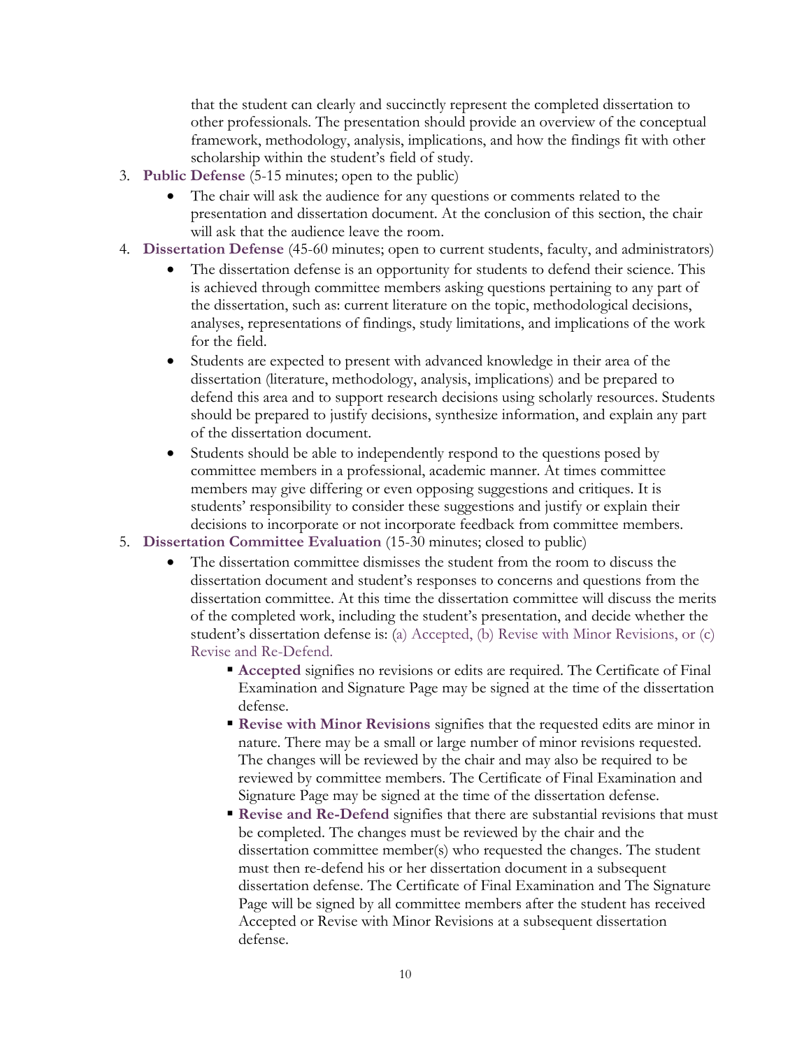that the student can clearly and succinctly represent the completed dissertation to other professionals. The presentation should provide an overview of the conceptual framework, methodology, analysis, implications, and how the findings fit with other scholarship within the student's field of study.

3. **Public Defense** (5-15 minutes; open to the public)
    - The chair will ask the audience for any questions or comments related to the presentation and dissertation document. At the conclusion of this section, the chair will ask that the audience leave the room.
4. **Dissertation Defense** (45-60 minutes; open to current students, faculty, and administrators)
    - The dissertation defense is an opportunity for students to defend their science. This is achieved through committee members asking questions pertaining to any part of the dissertation, such as: current literature on the topic, methodological decisions, analyses, representations of findings, study limitations, and implications of the work for the field.
    - Students are expected to present with advanced knowledge in their area of the dissertation (literature, methodology, analysis, implications) and be prepared to defend this area and to support research decisions using scholarly resources. Students should be prepared to justify decisions, synthesize information, and explain any part of the dissertation document.
    - Students should be able to independently respond to the questions posed by committee members in a professional, academic manner. At times committee members may give differing or even opposing suggestions and critiques. It is students' responsibility to consider these suggestions and justify or explain their decisions to incorporate or not incorporate feedback from committee members.
5. **Dissertation Committee Evaluation** (15-30 minutes; closed to public)
    - The dissertation committee dismisses the student from the room to discuss the dissertation document and student's responses to concerns and questions from the dissertation committee. At this time the dissertation committee will discuss the merits of the completed work, including the student's presentation, and decide whether the student's dissertation defense is: (a) Accepted, (b) Revise with Minor Revisions, or (c) Revise and Re-Defend.
        - **Accepted** signifies no revisions or edits are required. The Certificate of Final Examination and Signature Page may be signed at the time of the dissertation defense.
        - **Revise with Minor Revisions** signifies that the requested edits are minor in nature. There may be a small or large number of minor revisions requested. The changes will be reviewed by the chair and may also be required to be reviewed by committee members. The Certificate of Final Examination and Signature Page may be signed at the time of the dissertation defense.
        - **Revise and Re-Defend** signifies that there are substantial revisions that must be completed. The changes must be reviewed by the chair and the dissertation committee member(s) who requested the changes. The student must then re-defend his or her dissertation document in a subsequent dissertation defense. The Certificate of Final Examination and The Signature Page will be signed by all committee members after the student has received Accepted or Revise with Minor Revisions at a subsequent dissertation defense.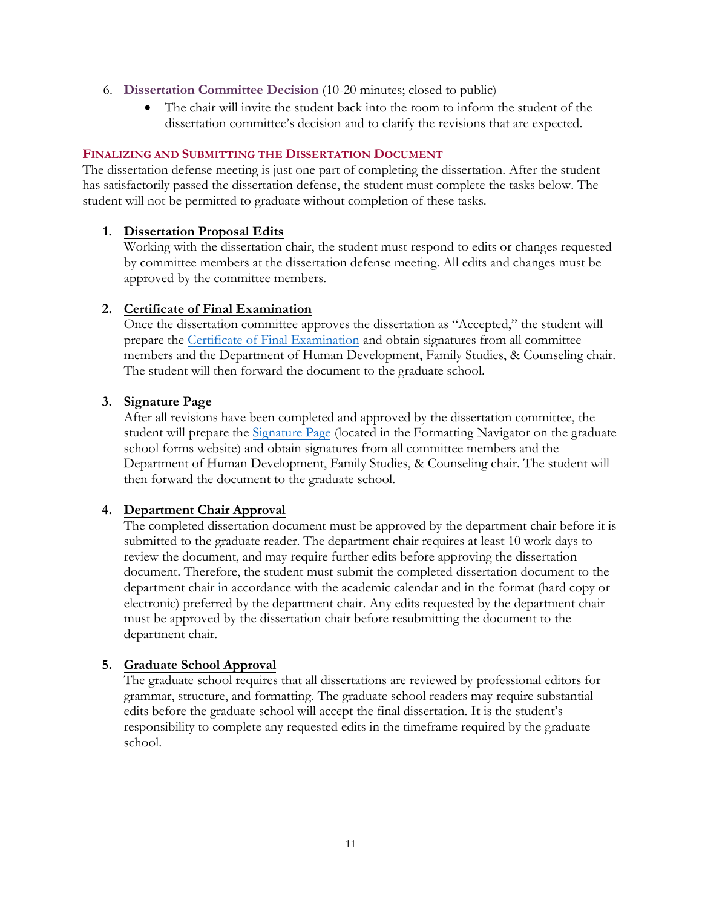6. **Dissertation Committee Decision** (10-20 minutes; closed to public)
    - The chair will invite the student back into the room to inform the student of the dissertation committee's decision and to clarify the revisions that are expected.

## FINALIZING AND SUBMITTING THE DISSERTATION DOCUMENT

The dissertation defense meeting is just one part of completing the dissertation. After the student has satisfactorily passed the dissertation defense, the student must complete the tasks below. The student will not be permitted to graduate without completion of these tasks.

1. **Dissertation Proposal Edits**
   Working with the dissertation chair, the student must respond to edits or changes requested by committee members at the dissertation defense meeting. All edits and changes must be approved by the committee members.

2. **Certificate of Final Examination**
   Once the dissertation committee approves the dissertation as "Accepted," the student will prepare the Certificate of Final Examination and obtain signatures from all committee members and the Department of Human Development, Family Studies, & Counseling chair. The student will then forward the document to the graduate school.

3. **Signature Page**
   After all revisions have been completed and approved by the dissertation committee, the student will prepare the Signature Page (located in the Formatting Navigator on the graduate school forms website) and obtain signatures from all committee members and the Department of Human Development, Family Studies, & Counseling chair. The student will then forward the document to the graduate school.

4. **Department Chair Approval**
   The completed dissertation document must be approved by the department chair before it is submitted to the graduate reader. The department chair requires at least 10 work days to review the document, and may require further edits before approving the dissertation document. Therefore, the student must submit the completed dissertation document to the department chair in accordance with the academic calendar and in the format (hard copy or electronic) preferred by the department chair. Any edits requested by the department chair must be approved by the dissertation chair before resubmitting the document to the department chair.

5. **Graduate School Approval**
   The graduate school requires that all dissertations are reviewed by professional editors for grammar, structure, and formatting. The graduate school readers may require substantial edits before the graduate school will accept the final dissertation. It is the student's responsibility to complete any requested edits in the timeframe required by the graduate school.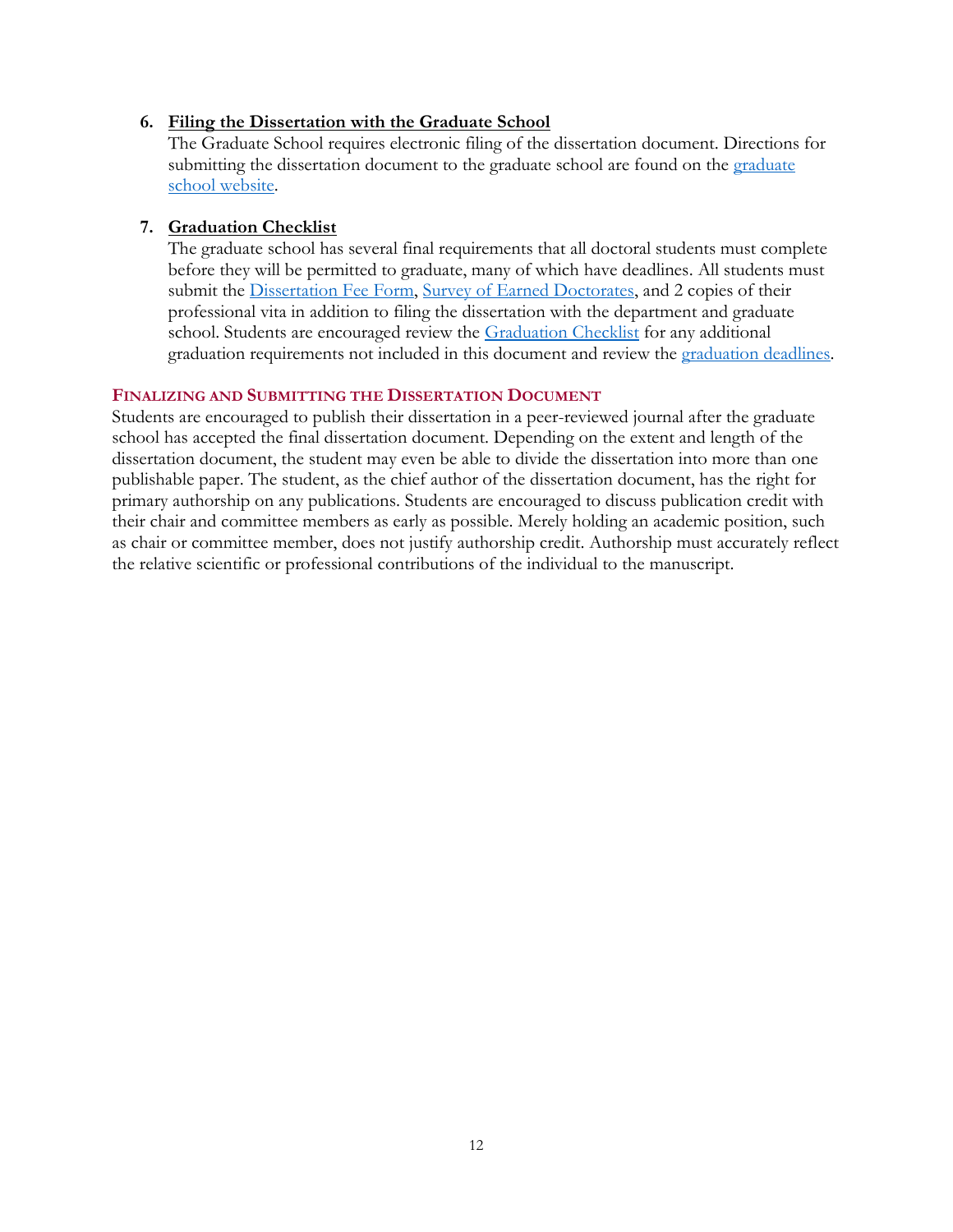6. **Filing the Dissertation with the Graduate School**

   The Graduate School requires electronic filing of the dissertation document. Directions for submitting the dissertation document to the graduate school are found on the graduate school website.

7. **Graduation Checklist**

   The graduate school has several final requirements that all doctoral students must complete before they will be permitted to graduate, many of which have deadlines. All students must submit the Dissertation Fee Form, Survey of Earned Doctorates, and 2 copies of their professional vita in addition to filing the dissertation with the department and graduate school. Students are encouraged review the Graduation Checklist for any additional graduation requirements not included in this document and review the graduation deadlines.

## FINALIZING AND SUBMITTING THE DISSERTATION DOCUMENT

Students are encouraged to publish their dissertation in a peer-reviewed journal after the graduate school has accepted the final dissertation document. Depending on the extent and length of the dissertation document, the student may even be able to divide the dissertation into more than one publishable paper. The student, as the chief author of the dissertation document, has the right for primary authorship on any publications. Students are encouraged to discuss publication credit with their chair and committee members as early as possible. Merely holding an academic position, such as chair or committee member, does not justify authorship credit. Authorship must accurately reflect the relative scientific or professional contributions of the individual to the manuscript.